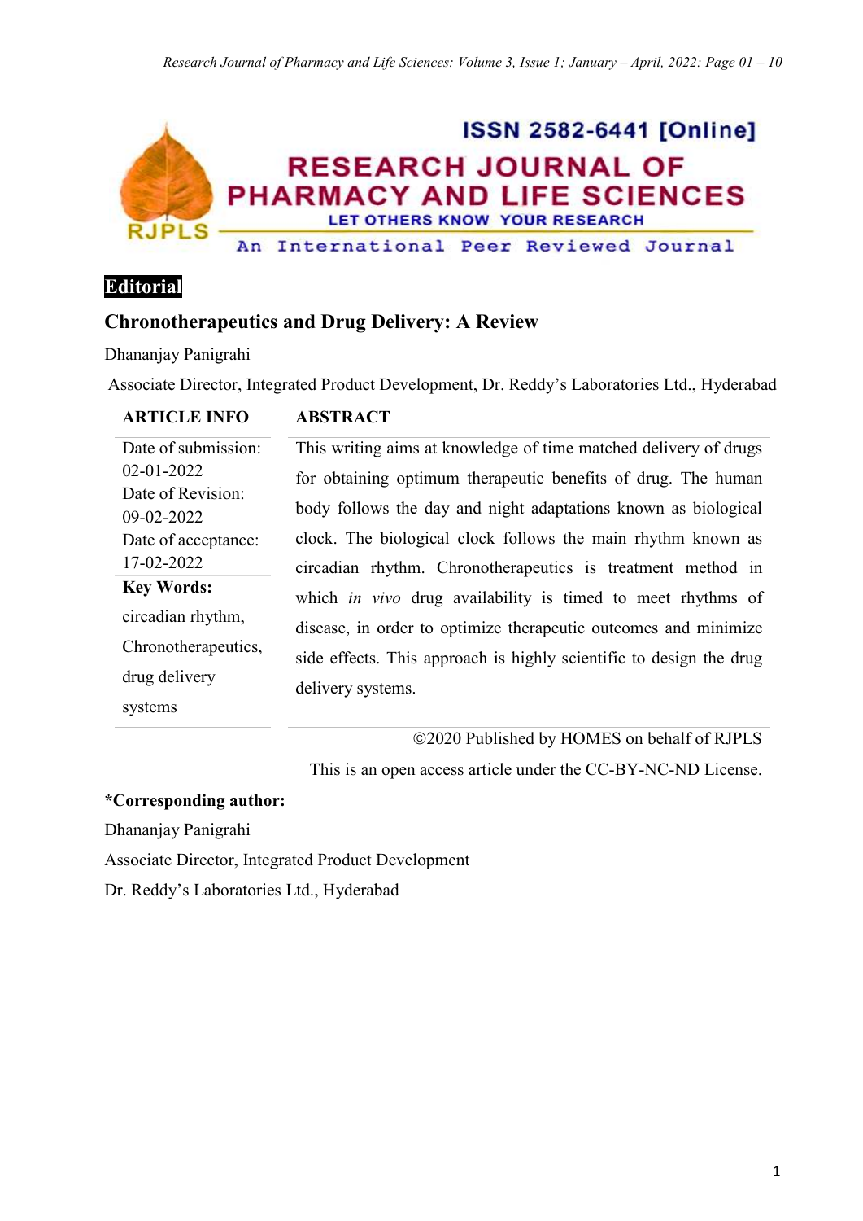ISSN 2582-6441 [Online]

# RESEARCH JOURNAL OF PHARMACY AND LIFE SCIENCES

LET OTHERS KNOW YOUR RESEARCH

An International Peer Reviewed Journal

**Editorial**

## Chronotherapeutics and Drug Delivery: A Review

Dhananjay Panigrahi

Associate Director, Integrated Product Development, Dr. Reddy's Laboratories Ltd., Hyderabad

| ARTICLE INFO | ABSTRACT |
| --- | --- |
| Date of submission: 02-01-2022<br>Date of Revision: 09-02-2022<br>Date of acceptance: 17-02-2022 | This writing aims at knowledge of time matched delivery of drugs for obtaining optimum therapeutic benefits of drug. The human body follows the day and night adaptations known as biological clock. The biological clock follows the main rhythm known as circadian rhythm. Chronotherapeutics is treatment method in which *in vivo* drug availability is timed to meet rhythms of disease, in order to optimize therapeutic outcomes and minimize side effects. This approach is highly scientific to design the drug delivery systems. |
| **Key Words:**<br>circadian rhythm, Chronotherapeutics, drug delivery systems | |
| | ©2020 Published by HOMES on behalf of RJPLS<br>This is an open access article under the CC-BY-NC-ND License. |

**\*Corresponding author:**

Dhananjay Panigrahi

Associate Director, Integrated Product Development

Dr. Reddy's Laboratories Ltd., Hyderabad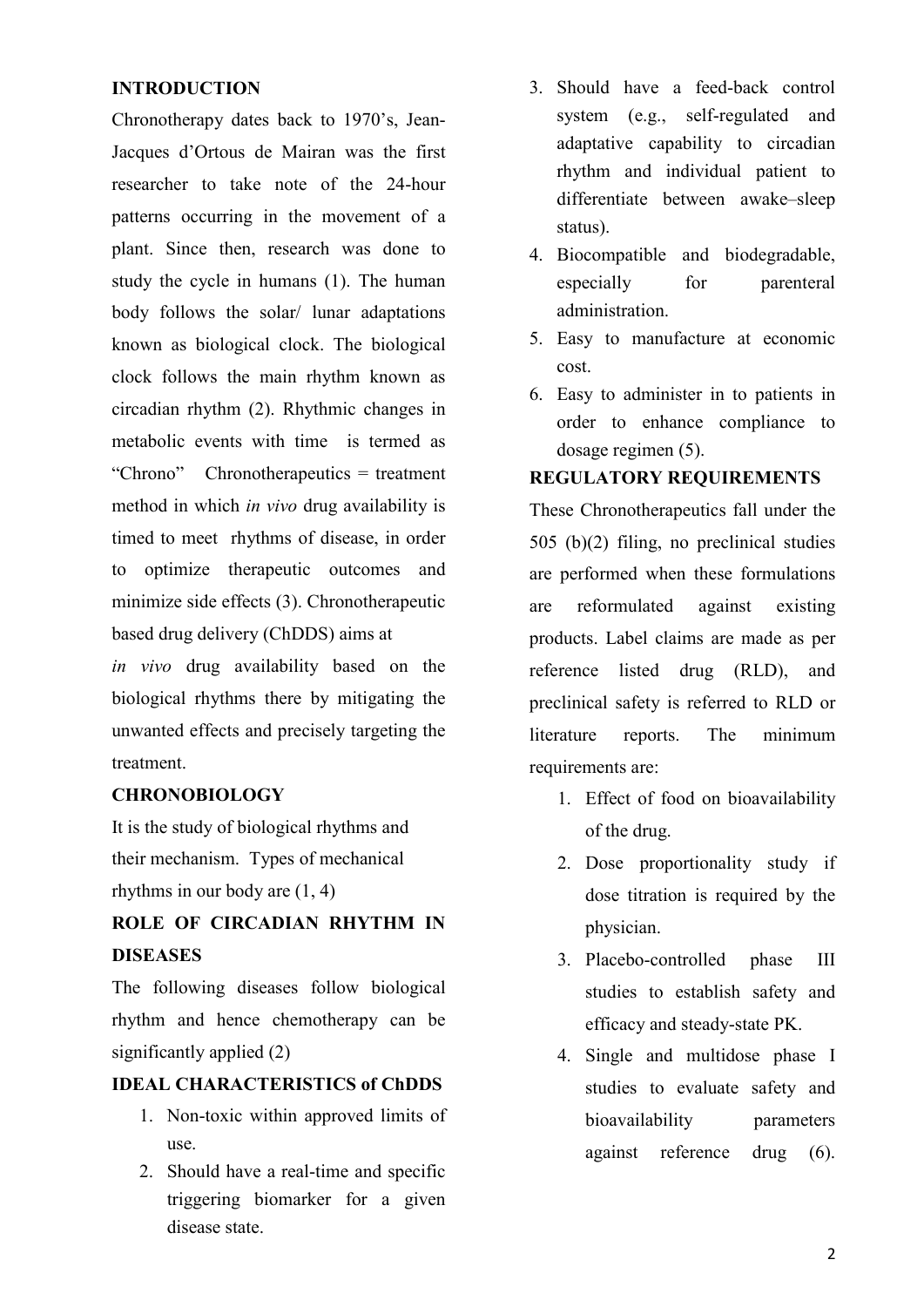## INTRODUCTION

Chronotherapy dates back to 1970's, Jean-Jacques d'Ortous de Mairan was the first researcher to take note of the 24-hour patterns occurring in the movement of a plant. Since then, research was done to study the cycle in humans (1). The human body follows the solar/ lunar adaptations known as biological clock. The biological clock follows the main rhythm known as circadian rhythm (2). Rhythmic changes in metabolic events with time is termed as "Chrono" Chronotherapeutics = treatment method in which *in vivo* drug availability is timed to meet rhythms of disease, in order to optimize therapeutic outcomes and minimize side effects (3). Chronotherapeutic based drug delivery (ChDDS) aims at *in vivo* drug availability based on the biological rhythms there by mitigating the unwanted effects and precisely targeting the treatment.

## CHRONOBIOLOGY

It is the study of biological rhythms and their mechanism. Types of mechanical rhythms in our body are (1, 4)

## ROLE OF CIRCADIAN RHYTHM IN DISEASES

The following diseases follow biological rhythm and hence chemotherapy can be significantly applied (2)

## IDEAL CHARACTERISTICS of ChDDS

1. Non-toxic within approved limits of use.
2. Should have a real-time and specific triggering biomarker for a given disease state.
3. Should have a feed-back control system (e.g., self-regulated and adaptative capability to circadian rhythm and individual patient to differentiate between awake–sleep status).
4. Biocompatible and biodegradable, especially for parenteral administration.
5. Easy to manufacture at economic cost.
6. Easy to administer in to patients in order to enhance compliance to dosage regimen (5).

## REGULATORY REQUIREMENTS

These Chronotherapeutics fall under the 505 (b)(2) filing, no preclinical studies are performed when these formulations are reformulated against existing products. Label claims are made as per reference listed drug (RLD), and preclinical safety is referred to RLD or literature reports. The minimum requirements are:

1. Effect of food on bioavailability of the drug.
2. Dose proportionality study if dose titration is required by the physician.
3. Placebo-controlled phase III studies to establish safety and efficacy and steady-state PK.
4. Single and multidose phase I studies to evaluate safety and bioavailability parameters against reference drug (6).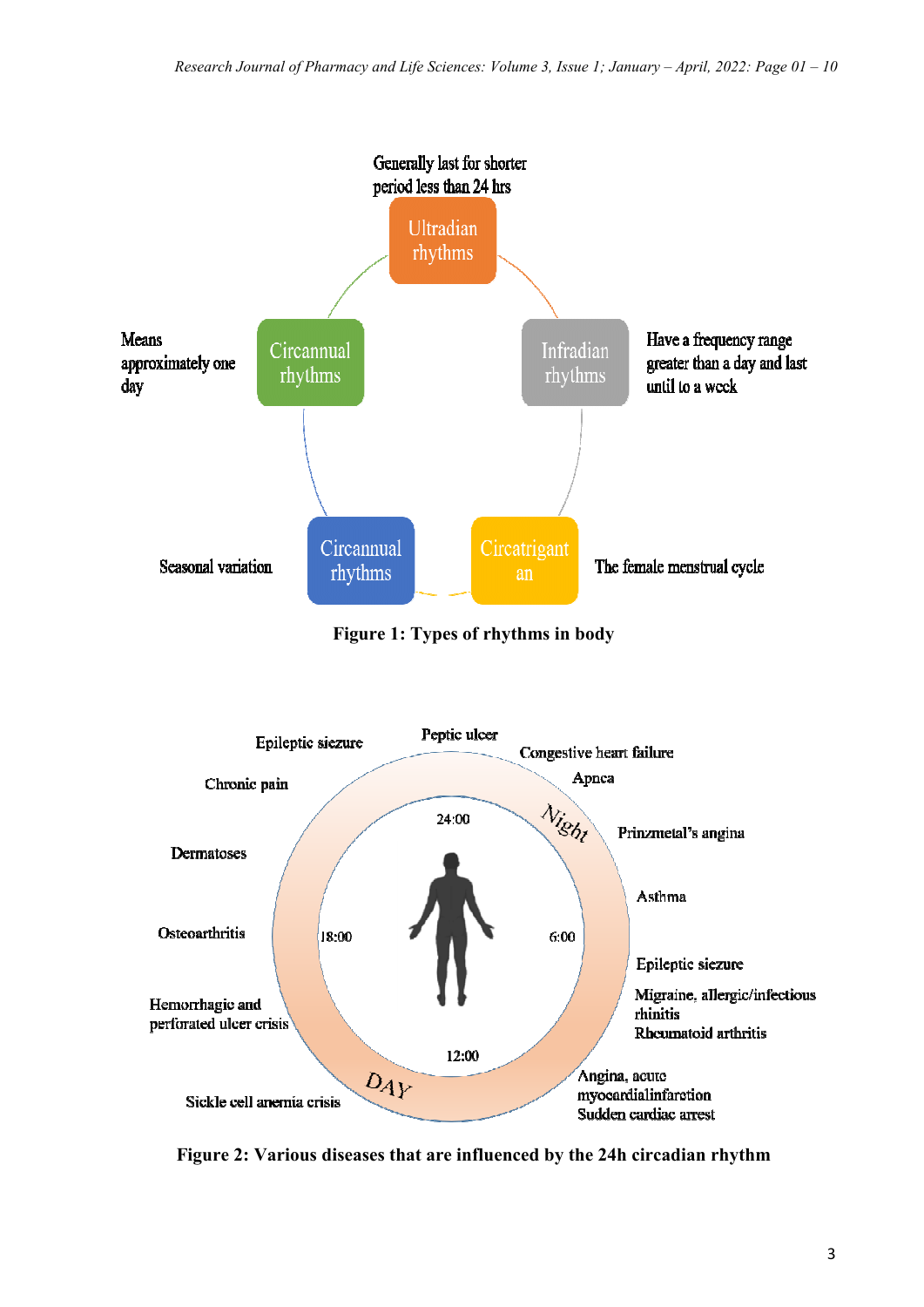Generally last for shorter period less than 24 hrs

Ultradian rhythms

Infradian rhythms

Have a frequency range greater than a day and last until to a week

Circatrigant an

The female menstrual cycle

Circannual rhythms

Seasonal variation

Circannual rhythms

Means approximately one day

**Figure 1: Types of rhythms in body**

Epileptic siezure

Peptic ulcer

Congestive heart failure

Apnea

Night

Prinzmetal's angina

Asthma

Epileptic siezure

Migraine, allergic/infectious rhinitis

Rheumatoid arthritis

Angina, acute myocardialinfarction

Sudden cardiac arrest

Sickle cell anemia crisis

DAY

Hemorrhagic and perforated ulcer crisis

Osteoarthritis

Dermatoses

Chronic pain

24:00

6:00

12:00

18:00

**Figure 2: Various diseases that are influenced by the 24h circadian rhythm**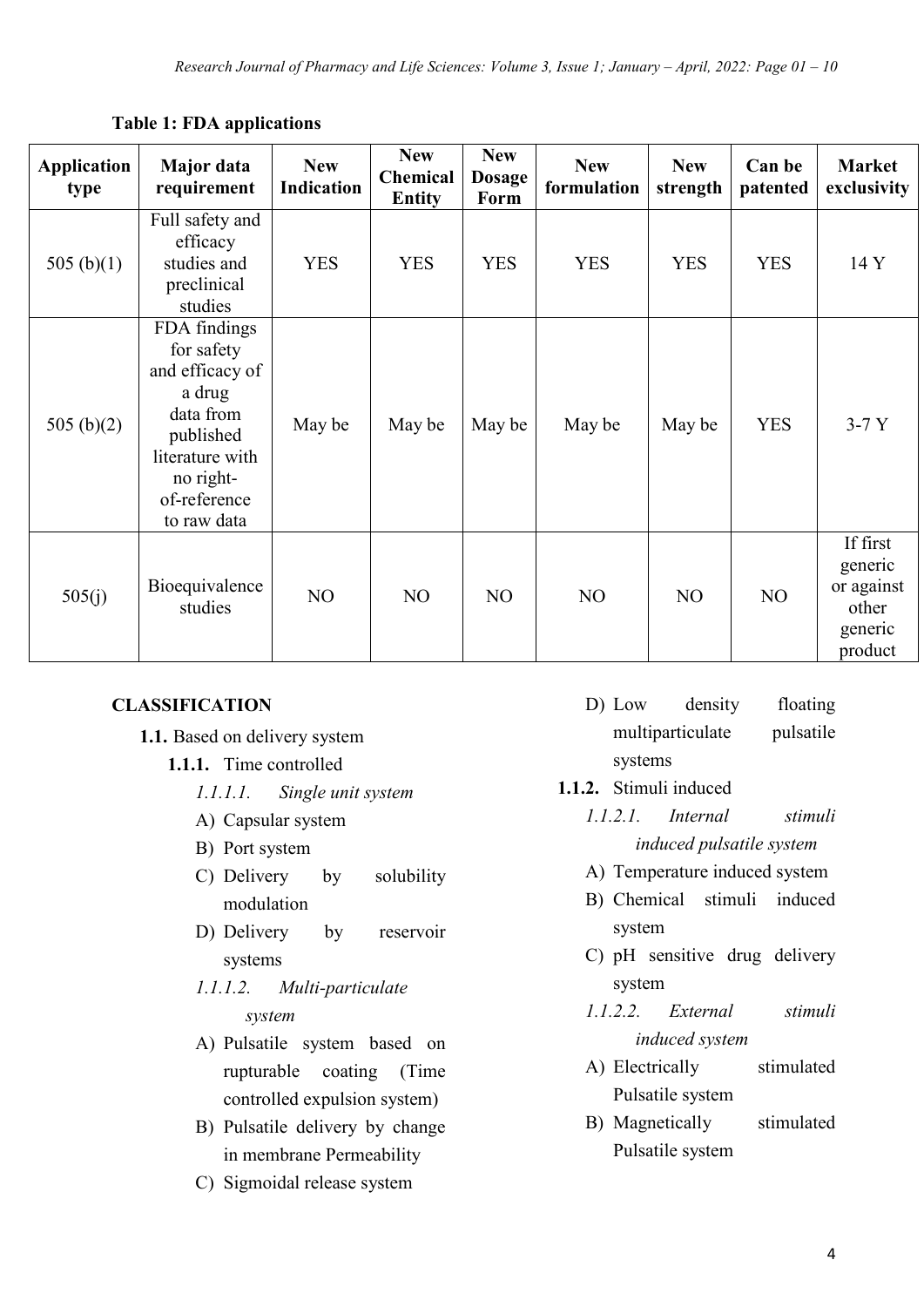**Table 1: FDA applications**

| Application type | Major data requirement | New Indication | New Chemical Entity | New Dosage Form | New formulation | New strength | Can be patented | Market exclusivity |
|---|---|---|---|---|---|---|---|---|
| 505 (b)(1) | Full safety and efficacy studies and preclinical studies | YES | YES | YES | YES | YES | YES | 14 Y |
| 505 (b)(2) | FDA findings for safety and efficacy of a drug data from published literature with no right-of-reference to raw data | May be | May be | May be | May be | May be | YES | 3-7 Y |
| 505(j) | Bioequivalence studies | NO | NO | NO | NO | NO | NO | If first generic or against other generic product |

## CLASSIFICATION

**1.1.** Based on delivery system

**1.1.1.** Time controlled

*1.1.1.1. Single unit system*

A) Capsular system
B) Port system
C) Delivery by solubility modulation
D) Delivery by reservoir systems

*1.1.1.2. Multi-particulate system*

A) Pulsatile system based on rupturable coating (Time controlled expulsion system)
B) Pulsatile delivery by change in membrane Permeability
C) Sigmoidal release system
D) Low density floating multiparticulate pulsatile systems

**1.1.2.** Stimuli induced

*1.1.2.1. Internal stimuli induced pulsatile system*

A) Temperature induced system
B) Chemical stimuli induced system
C) pH sensitive drug delivery system

*1.1.2.2. External stimuli induced system*

A) Electrically stimulated Pulsatile system
B) Magnetically stimulated Pulsatile system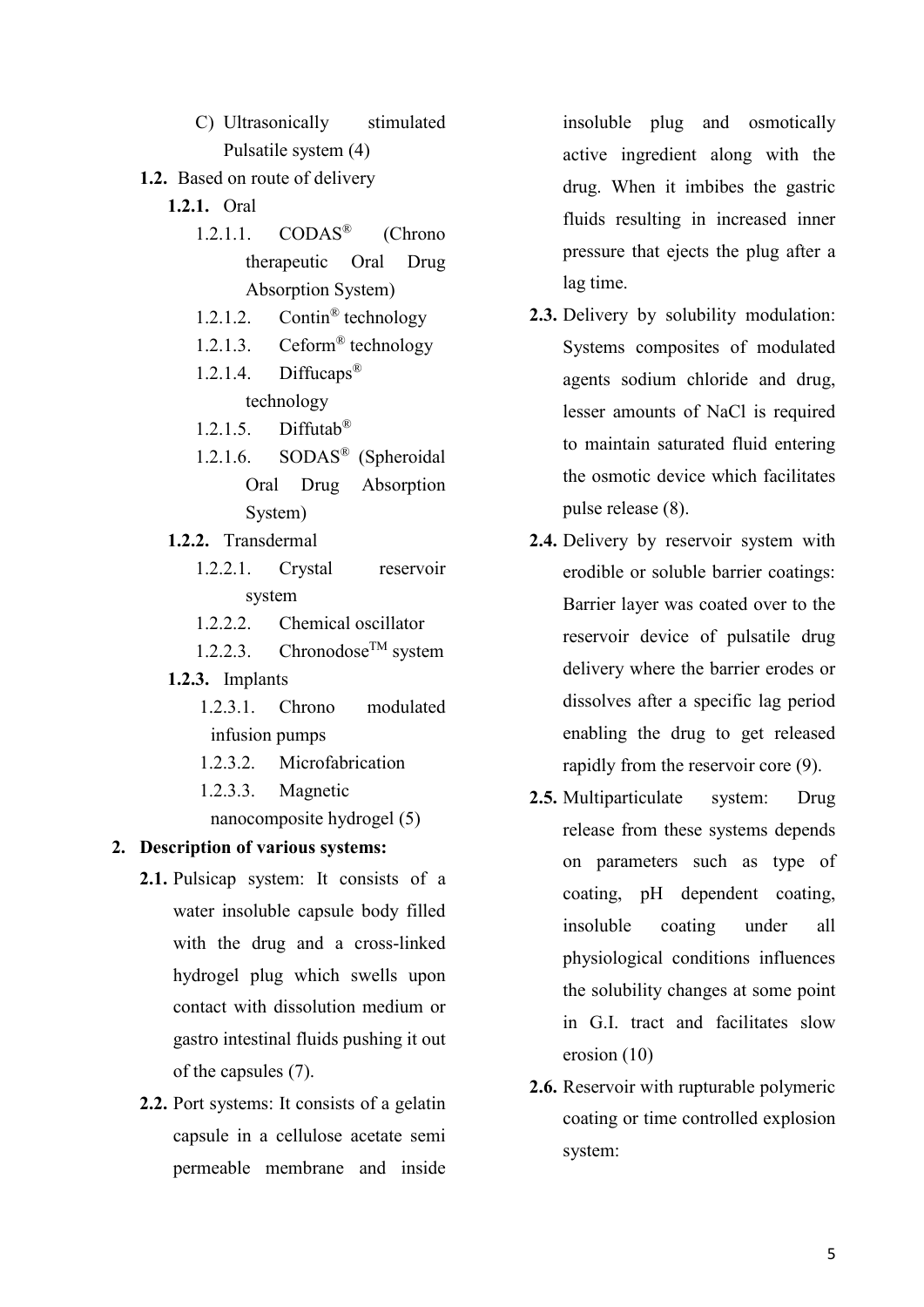- C) Ultrasonically stimulated Pulsatile system (4)

**1.2.** Based on route of delivery

**1.2.1.** Oral

- 1.2.1.1. CODAS® (Chrono therapeutic Oral Drug Absorption System)
- 1.2.1.2. Contin® technology
- 1.2.1.3. Ceform® technology
- 1.2.1.4. Diffucaps® technology
- 1.2.1.5. Diffutab®
- 1.2.1.6. SODAS® (Spheroidal Oral Drug Absorption System)

**1.2.2.** Transdermal

- 1.2.2.1. Crystal reservoir system
- 1.2.2.2. Chemical oscillator
- 1.2.2.3. Chronodose™ system

**1.2.3.** Implants

- 1.2.3.1. Chrono modulated infusion pumps
- 1.2.3.2. Microfabrication
- 1.2.3.3. Magnetic nanocomposite hydrogel (5)

## 2. Description of various systems:

**2.1.** Pulsicap system: It consists of a water insoluble capsule body filled with the drug and a cross-linked hydrogel plug which swells upon contact with dissolution medium or gastro intestinal fluids pushing it out of the capsules (7).

**2.2.** Port systems: It consists of a gelatin capsule in a cellulose acetate semi permeable membrane and inside insoluble plug and osmotically active ingredient along with the drug. When it imbibes the gastric fluids resulting in increased inner pressure that ejects the plug after a lag time.

**2.3.** Delivery by solubility modulation: Systems composites of modulated agents sodium chloride and drug, lesser amounts of NaCl is required to maintain saturated fluid entering the osmotic device which facilitates pulse release (8).

**2.4.** Delivery by reservoir system with erodible or soluble barrier coatings: Barrier layer was coated over to the reservoir device of pulsatile drug delivery where the barrier erodes or dissolves after a specific lag period enabling the drug to get released rapidly from the reservoir core (9).

**2.5.** Multiparticulate system: Drug release from these systems depends on parameters such as type of coating, pH dependent coating, insoluble coating under all physiological conditions influences the solubility changes at some point in G.I. tract and facilitates slow erosion (10)

**2.6.** Reservoir with rupturable polymeric coating or time controlled explosion system: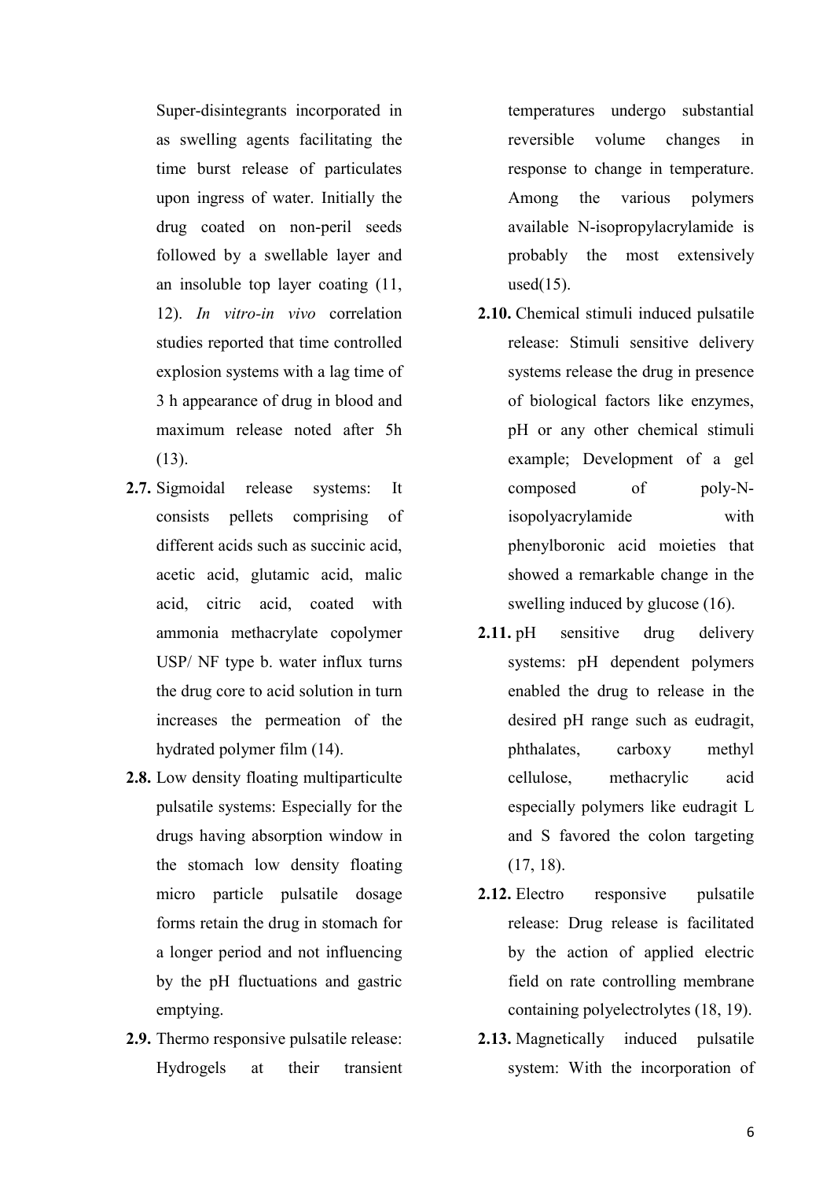Super-disintegrants incorporated in as swelling agents facilitating the time burst release of particulates upon ingress of water. Initially the drug coated on non-peril seeds followed by a swellable layer and an insoluble top layer coating (11, 12). *In vitro-in vivo* correlation studies reported that time controlled explosion systems with a lag time of 3 h appearance of drug in blood and maximum release noted after 5h (13).

**2.7.** Sigmoidal release systems: It consists pellets comprising of different acids such as succinic acid, acetic acid, glutamic acid, malic acid, citric acid, coated with ammonia methacrylate copolymer USP/ NF type b. water influx turns the drug core to acid solution in turn increases the permeation of the hydrated polymer film (14).

**2.8.** Low density floating multiparticulte pulsatile systems: Especially for the drugs having absorption window in the stomach low density floating micro particle pulsatile dosage forms retain the drug in stomach for a longer period and not influencing by the pH fluctuations and gastric emptying.

**2.9.** Thermo responsive pulsatile release: Hydrogels at their transient temperatures undergo substantial reversible volume changes in response to change in temperature. Among the various polymers available N-isopropylacrylamide is probably the most extensively used(15).

**2.10.** Chemical stimuli induced pulsatile release: Stimuli sensitive delivery systems release the drug in presence of biological factors like enzymes, pH or any other chemical stimuli example; Development of a gel composed of poly-N-isopolyacrylamide with phenylboronic acid moieties that showed a remarkable change in the swelling induced by glucose (16).

**2.11.** pH sensitive drug delivery systems: pH dependent polymers enabled the drug to release in the desired pH range such as eudragit, phthalates, carboxy methyl cellulose, methacrylic acid especially polymers like eudragit L and S favored the colon targeting (17, 18).

**2.12.** Electro responsive pulsatile release: Drug release is facilitated by the action of applied electric field on rate controlling membrane containing polyelectrolytes (18, 19).

**2.13.** Magnetically induced pulsatile system: With the incorporation of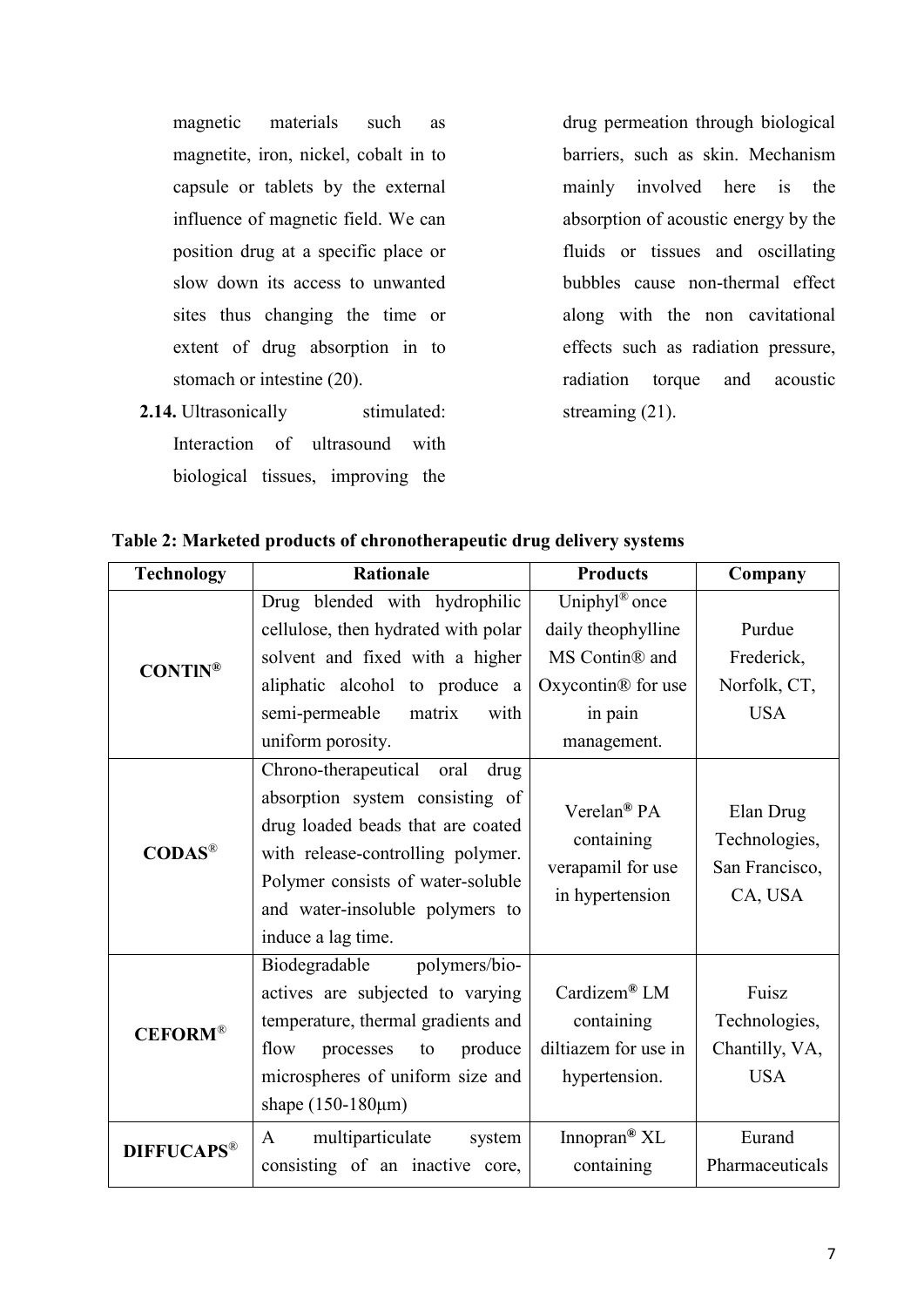magnetic materials such as magnetite, iron, nickel, cobalt in to capsule or tablets by the external influence of magnetic field. We can position drug at a specific place or slow down its access to unwanted sites thus changing the time or extent of drug absorption in to stomach or intestine (20).

**2.14.** Ultrasonically stimulated: Interaction of ultrasound with biological tissues, improving the drug permeation through biological barriers, such as skin. Mechanism mainly involved here is the absorption of acoustic energy by the fluids or tissues and oscillating bubbles cause non-thermal effect along with the non cavitational effects such as radiation pressure, radiation torque and acoustic streaming (21).

**Table 2: Marketed products of chronotherapeutic drug delivery systems**

| Technology | Rationale | Products | Company |
|---|---|---|---|
| **CONTIN®** | Drug blended with hydrophilic cellulose, then hydrated with polar solvent and fixed with a higher aliphatic alcohol to produce a semi-permeable matrix with uniform porosity. | Uniphyl® once daily theophylline MS Contin® and Oxycontin® for use in pain management. | Purdue Frederick, Norfolk, CT, USA |
| **CODAS®** | Chrono-therapeutical oral drug absorption system consisting of drug loaded beads that are coated with release-controlling polymer. Polymer consists of water-soluble and water-insoluble polymers to induce a lag time. | Verelan® PA containing verapamil for use in hypertension | Elan Drug Technologies, San Francisco, CA, USA |
| **CEFORM®** | Biodegradable polymers/bio-actives are subjected to varying temperature, thermal gradients and flow processes to produce microspheres of uniform size and shape (150-180μm) | Cardizem® LM containing diltiazem for use in hypertension. | Fuisz Technologies, Chantilly, VA, USA |
| **DIFFUCAPS®** | A multiparticulate system consisting of an inactive core, | Innopran® XL containing | Eurand Pharmaceuticals |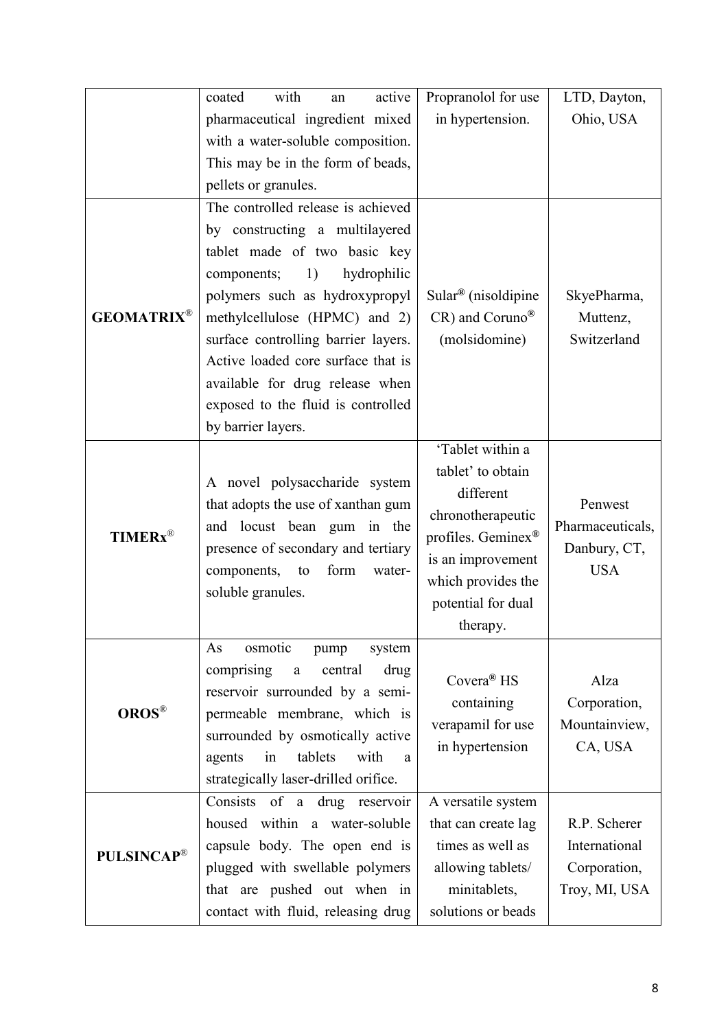| | | | |
|---|---|---|---|
| | coated with an active pharmaceutical ingredient mixed with a water-soluble composition. This may be in the form of beads, pellets or granules. | Propranolol for use in hypertension. | LTD, Dayton, Ohio, USA |
| **GEOMATRIX**® | The controlled release is achieved by constructing a multilayered tablet made of two basic key components; 1) hydrophilic polymers such as hydroxypropyl methylcellulose (HPMC) and 2) surface controlling barrier layers. Active loaded core surface that is available for drug release when exposed to the fluid is controlled by barrier layers. | Sular® (nisoldipine CR) and Coruno® (molsidomine) | SkyePharma, Muttenz, Switzerland |
| **TIMERx**® | A novel polysaccharide system that adopts the use of xanthan gum and locust bean gum in the presence of secondary and tertiary components, to form water-soluble granules. | 'Tablet within a tablet' to obtain different chronotherapeutic profiles. Geminex® is an improvement which provides the potential for dual therapy. | Penwest Pharmaceuticals, Danbury, CT, USA |
| **OROS**® | As osmotic pump system comprising a central drug reservoir surrounded by a semi-permeable membrane, which is surrounded by osmotically active agents in tablets with a strategically laser-drilled orifice. | Covera® HS containing verapamil for use in hypertension | Alza Corporation, Mountainview, CA, USA |
| **PULSINCAP**® | Consists of a drug reservoir housed within a water-soluble capsule body. The open end is plugged with swellable polymers that are pushed out when in contact with fluid, releasing drug | A versatile system that can create lag times as well as allowing tablets/ minitablets, solutions or beads | R.P. Scherer International Corporation, Troy, MI, USA |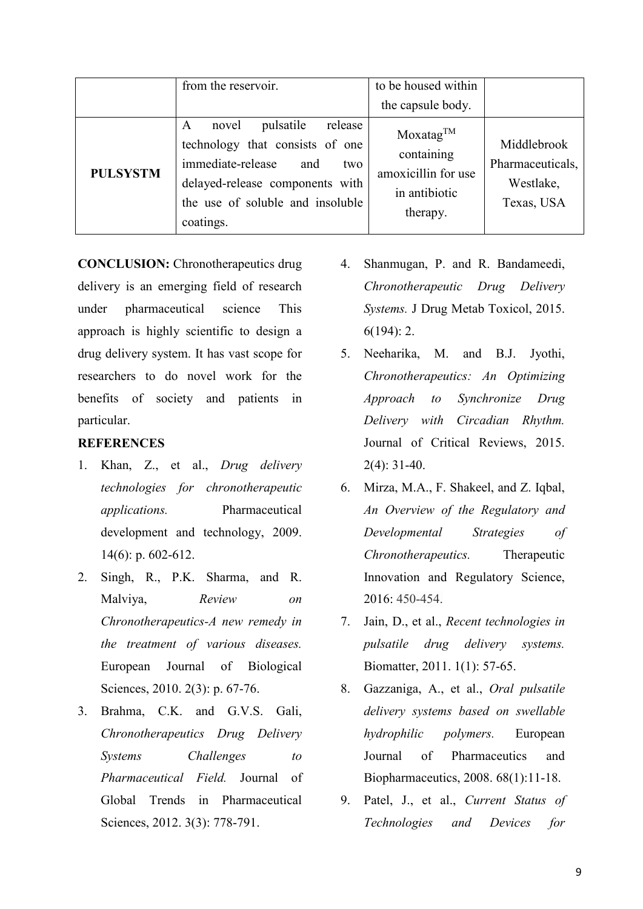| | | | |
|---|---|---|---|
| | from the reservoir. | to be housed within the capsule body. | |
| **PULSYSTM** | A novel pulsatile release technology that consists of one immediate-release and two delayed-release components with the use of soluble and insoluble coatings. | Moxatag$^{TM}$ containing amoxicillin for use in antibiotic therapy. | Middlebrook Pharmaceuticals, Westlake, Texas, USA |

**CONCLUSION:** Chronotherapeutics drug delivery is an emerging field of research under pharmaceutical science This approach is highly scientific to design a drug delivery system. It has vast scope for researchers to do novel work for the benefits of society and patients in particular.

**REFERENCES**

1. Khan, Z., et al., *Drug delivery technologies for chronotherapeutic applications.* Pharmaceutical development and technology, 2009. 14(6): p. 602-612.
2. Singh, R., P.K. Sharma, and R. Malviya, *Review on Chronotherapeutics-A new remedy in the treatment of various diseases.* European Journal of Biological Sciences, 2010. 2(3): p. 67-76.
3. Brahma, C.K. and G.V.S. Gali, *Chronotherapeutics Drug Delivery Systems Challenges to Pharmaceutical Field.* Journal of Global Trends in Pharmaceutical Sciences, 2012. 3(3): 778-791.
4. Shanmugan, P. and R. Bandameedi, *Chronotherapeutic Drug Delivery Systems.* J Drug Metab Toxicol, 2015. 6(194): 2.
5. Neeharika, M. and B.J. Jyothi, *Chronotherapeutics: An Optimizing Approach to Synchronize Drug Delivery with Circadian Rhythm.* Journal of Critical Reviews, 2015. 2(4): 31-40.
6. Mirza, M.A., F. Shakeel, and Z. Iqbal, *An Overview of the Regulatory and Developmental Strategies of Chronotherapeutics.* Therapeutic Innovation and Regulatory Science, 2016: 450-454.
7. Jain, D., et al., *Recent technologies in pulsatile drug delivery systems.* Biomatter, 2011. 1(1): 57-65.
8. Gazzaniga, A., et al., *Oral pulsatile delivery systems based on swellable hydrophilic polymers.* European Journal of Pharmaceutics and Biopharmaceutics, 2008. 68(1):11-18.
9. Patel, J., et al., *Current Status of Technologies and Devices for*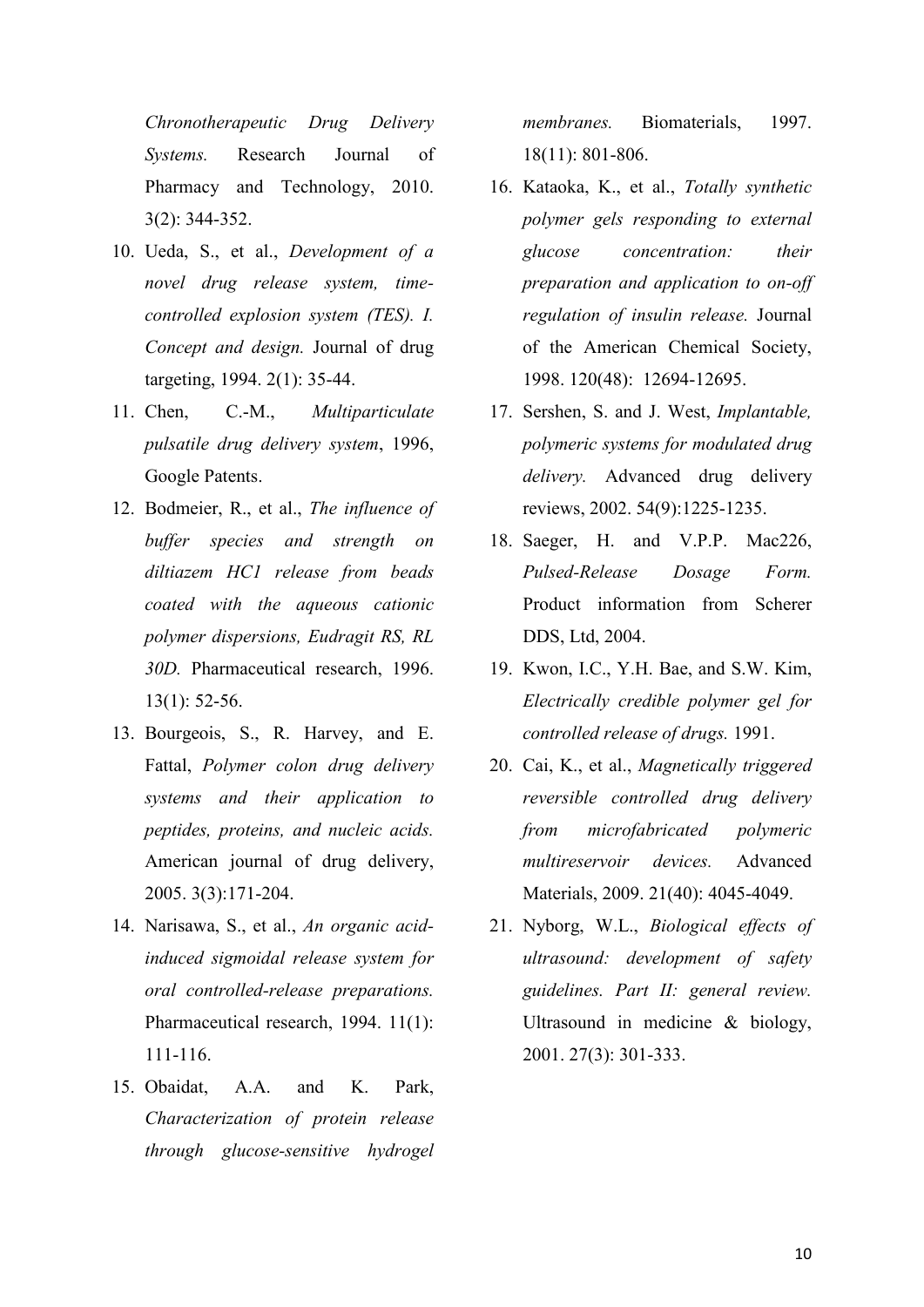*Chronotherapeutic Drug Delivery Systems.* Research Journal of Pharmacy and Technology, 2010. 3(2): 344-352.

10. Ueda, S., et al., *Development of a novel drug release system, time-controlled explosion system (TES). I. Concept and design.* Journal of drug targeting, 1994. 2(1): 35-44.
11. Chen, C.-M., *Multiparticulate pulsatile drug delivery system*, 1996, Google Patents.
12. Bodmeier, R., et al., *The influence of buffer species and strength on diltiazem HC1 release from beads coated with the aqueous cationic polymer dispersions, Eudragit RS, RL 30D.* Pharmaceutical research, 1996. 13(1): 52-56.
13. Bourgeois, S., R. Harvey, and E. Fattal, *Polymer colon drug delivery systems and their application to peptides, proteins, and nucleic acids.* American journal of drug delivery, 2005. 3(3):171-204.
14. Narisawa, S., et al., *An organic acid-induced sigmoidal release system for oral controlled-release preparations.* Pharmaceutical research, 1994. 11(1): 111-116.
15. Obaidat, A.A. and K. Park, *Characterization of protein release through glucose-sensitive hydrogel membranes.* Biomaterials, 1997. 18(11): 801-806.
16. Kataoka, K., et al., *Totally synthetic polymer gels responding to external glucose concentration: their preparation and application to on-off regulation of insulin release.* Journal of the American Chemical Society, 1998. 120(48): 12694-12695.
17. Sershen, S. and J. West, *Implantable, polymeric systems for modulated drug delivery.* Advanced drug delivery reviews, 2002. 54(9):1225-1235.
18. Saeger, H. and V.P.P. Mac226, *Pulsed-Release Dosage Form.* Product information from Scherer DDS, Ltd, 2004.
19. Kwon, I.C., Y.H. Bae, and S.W. Kim, *Electrically credible polymer gel for controlled release of drugs.* 1991.
20. Cai, K., et al., *Magnetically triggered reversible controlled drug delivery from microfabricated polymeric multireservoir devices.* Advanced Materials, 2009. 21(40): 4045-4049.
21. Nyborg, W.L., *Biological effects of ultrasound: development of safety guidelines. Part II: general review.* Ultrasound in medicine & biology, 2001. 27(3): 301-333.